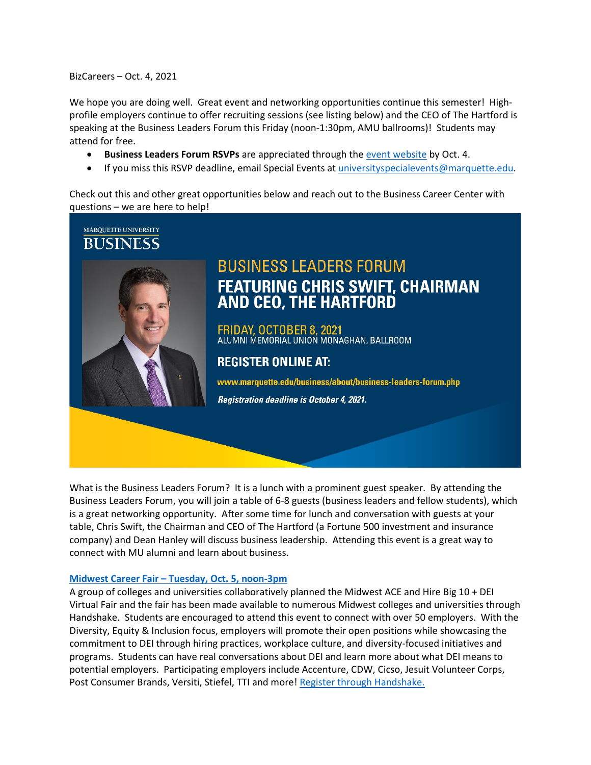BizCareers – Oct. 4, 2021

We hope you are doing well. Great event and networking opportunities continue this semester! High-profile employers continue to offer recruiting sessions (see listing below) and the CEO of The Hartford is speaking at the Business Leaders Forum this Friday (noon-1:30pm, AMU ballrooms)! Students may attend for free.

- **Business Leaders Forum RSVPs** are appreciated through the event website by Oct. 4.
- If you miss this RSVP deadline, email Special Events at universityspecialevents@marquette.edu.

Check out this and other great opportunities below and reach out to the Business Career Center with questions – we are here to help!

MARQUETTE UNIVERSITY
BUSINESS

BUSINESS LEADERS FORUM
FEATURING CHRIS SWIFT, CHAIRMAN AND CEO, THE HARTFORD

FRIDAY, OCTOBER 8, 2021
ALUMNI MEMORIAL UNION MONAGHAN, BALLROOM

REGISTER ONLINE AT:

www.marquette.edu/business/about/business-leaders-forum.php

*Registration deadline is October 4, 2021.*

What is the Business Leaders Forum? It is a lunch with a prominent guest speaker. By attending the Business Leaders Forum, you will join a table of 6-8 guests (business leaders and fellow students), which is a great networking opportunity. After some time for lunch and conversation with guests at your table, Chris Swift, the Chairman and CEO of The Hartford (a Fortune 500 investment and insurance company) and Dean Hanley will discuss business leadership. Attending this event is a great way to connect with MU alumni and learn about business.

**Midwest Career Fair – Tuesday, Oct. 5, noon-3pm**

A group of colleges and universities collaboratively planned the Midwest ACE and Hire Big 10 + DEI Virtual Fair and the fair has been made available to numerous Midwest colleges and universities through Handshake. Students are encouraged to attend this event to connect with over 50 employers. With the Diversity, Equity & Inclusion focus, employers will promote their open positions while showcasing the commitment to DEI through hiring practices, workplace culture, and diversity-focused initiatives and programs. Students can have real conversations about DEI and learn more about what DEI means to potential employers. Participating employers include Accenture, CDW, Cicso, Jesuit Volunteer Corps, Post Consumer Brands, Versiti, Stiefel, TTI and more! Register through Handshake.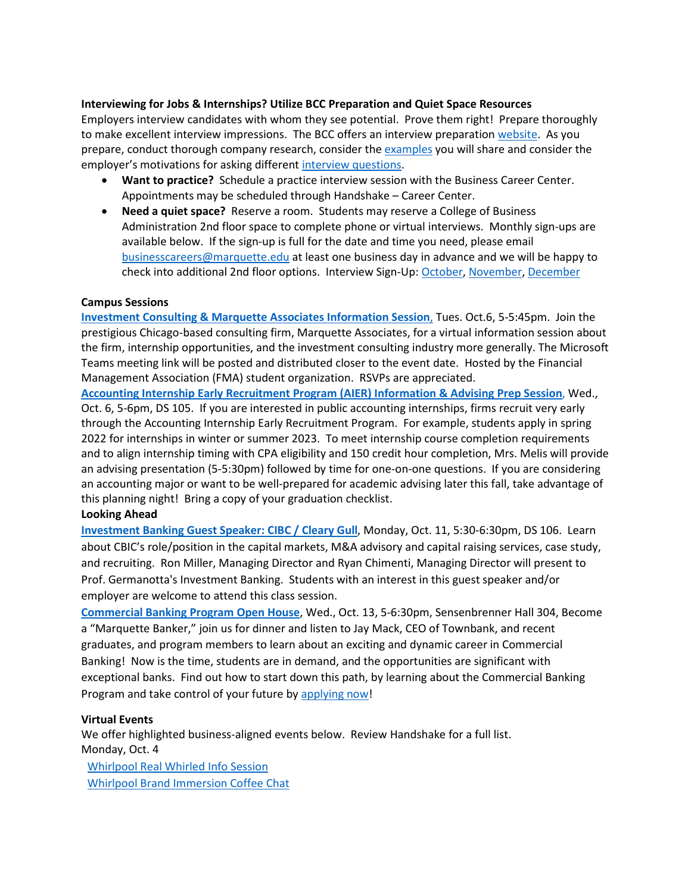**Interviewing for Jobs & Internships? Utilize BCC Preparation and Quiet Space Resources**
Employers interview candidates with whom they see potential. Prove them right! Prepare thoroughly to make excellent interview impressions. The BCC offers an interview preparation website. As you prepare, conduct thorough company research, consider the examples you will share and consider the employer's motivations for asking different interview questions.

- **Want to practice?** Schedule a practice interview session with the Business Career Center. Appointments may be scheduled through Handshake – Career Center.
- **Need a quiet space?** Reserve a room. Students may reserve a College of Business Administration 2nd floor space to complete phone or virtual interviews. Monthly sign-ups are available below. If the sign-up is full for the date and time you need, please email businesscareers@marquette.edu at least one business day in advance and we will be happy to check into additional 2nd floor options. Interview Sign-Up: October, November, December

**Campus Sessions**

**Investment Consulting & Marquette Associates Information Session**, Tues. Oct.6, 5-5:45pm. Join the prestigious Chicago-based consulting firm, Marquette Associates, for a virtual information session about the firm, internship opportunities, and the investment consulting industry more generally. The Microsoft Teams meeting link will be posted and distributed closer to the event date. Hosted by the Financial Management Association (FMA) student organization. RSVPs are appreciated.

**Accounting Internship Early Recruitment Program (AIER) Information & Advising Prep Session**, Wed., Oct. 6, 5-6pm, DS 105. If you are interested in public accounting internships, firms recruit very early through the Accounting Internship Early Recruitment Program. For example, students apply in spring 2022 for internships in winter or summer 2023. To meet internship course completion requirements and to align internship timing with CPA eligibility and 150 credit hour completion, Mrs. Melis will provide an advising presentation (5-5:30pm) followed by time for one-on-one questions. If you are considering an accounting major or want to be well-prepared for academic advising later this fall, take advantage of this planning night! Bring a copy of your graduation checklist.

**Looking Ahead**

**Investment Banking Guest Speaker: CIBC / Cleary Gull**, Monday, Oct. 11, 5:30-6:30pm, DS 106. Learn about CBIC's role/position in the capital markets, M&A advisory and capital raising services, case study, and recruiting. Ron Miller, Managing Director and Ryan Chimenti, Managing Director will present to Prof. Germanotta's Investment Banking. Students with an interest in this guest speaker and/or employer are welcome to attend this class session.

**Commercial Banking Program Open House**, Wed., Oct. 13, 5-6:30pm, Sensenbrenner Hall 304, Become a "Marquette Banker," join us for dinner and listen to Jay Mack, CEO of Townbank, and recent graduates, and program members to learn about an exciting and dynamic career in Commercial Banking! Now is the time, students are in demand, and the opportunities are significant with exceptional banks. Find out how to start down this path, by learning about the Commercial Banking Program and take control of your future by applying now!

**Virtual Events**

We offer highlighted business-aligned events below. Review Handshake for a full list.

Monday, Oct. 4

Whirlpool Real Whirled Info Session
Whirlpool Brand Immersion Coffee Chat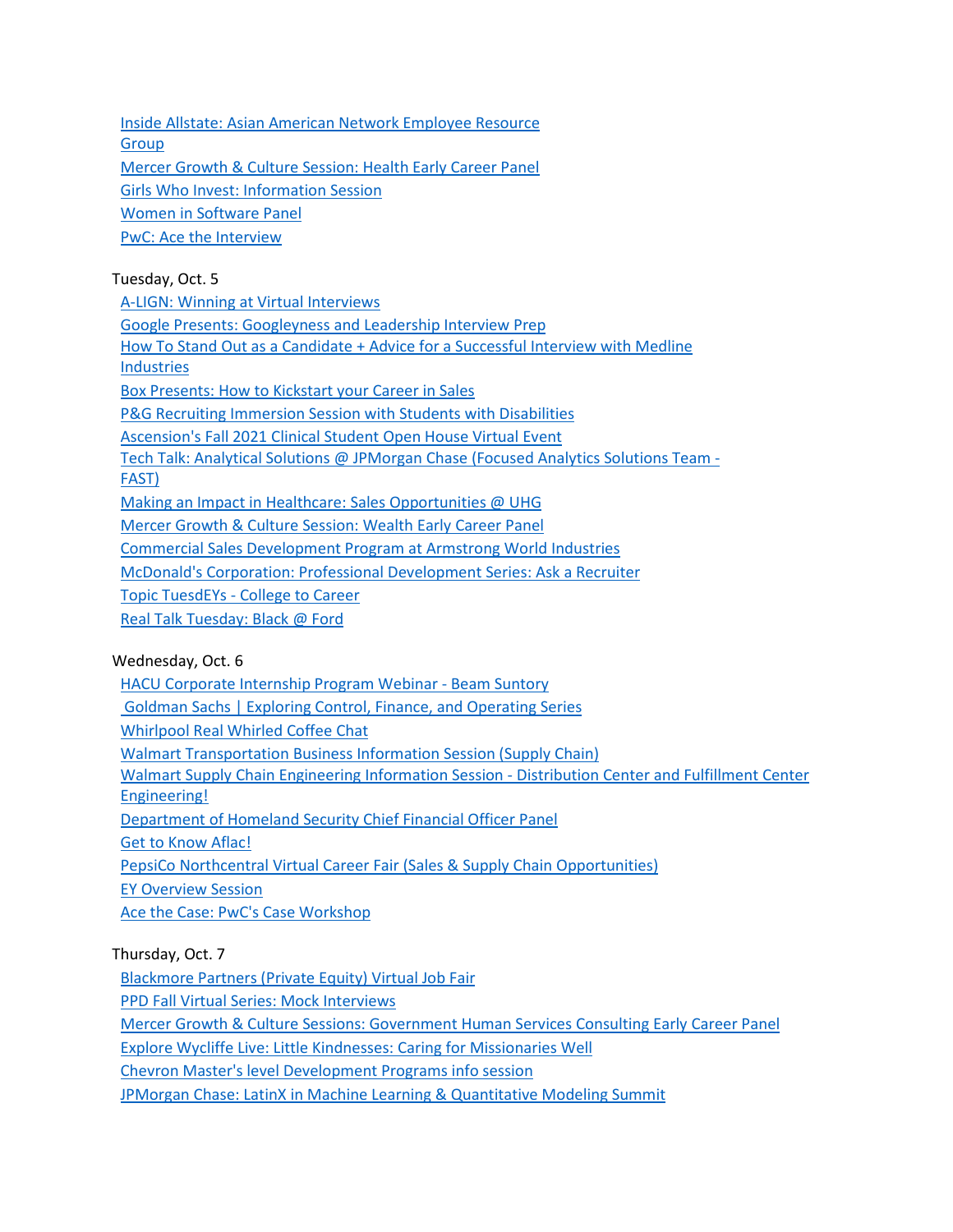Inside Allstate: Asian American Network Employee Resource Group
Mercer Growth & Culture Session: Health Early Career Panel
Girls Who Invest: Information Session
Women in Software Panel
PwC: Ace the Interview

Tuesday, Oct. 5

A-LIGN: Winning at Virtual Interviews
Google Presents: Googleyness and Leadership Interview Prep
How To Stand Out as a Candidate + Advice for a Successful Interview with Medline Industries
Box Presents: How to Kickstart your Career in Sales
P&G Recruiting Immersion Session with Students with Disabilities
Ascension's Fall 2021 Clinical Student Open House Virtual Event
Tech Talk: Analytical Solutions @ JPMorgan Chase (Focused Analytics Solutions Team - FAST)
Making an Impact in Healthcare: Sales Opportunities @ UHG
Mercer Growth & Culture Session: Wealth Early Career Panel
Commercial Sales Development Program at Armstrong World Industries
McDonald's Corporation: Professional Development Series: Ask a Recruiter
Topic TuesdEYs - College to Career
Real Talk Tuesday: Black @ Ford

Wednesday, Oct. 6

HACU Corporate Internship Program Webinar - Beam Suntory
Goldman Sachs | Exploring Control, Finance, and Operating Series
Whirlpool Real Whirled Coffee Chat
Walmart Transportation Business Information Session (Supply Chain)
Walmart Supply Chain Engineering Information Session - Distribution Center and Fulfillment Center Engineering!
Department of Homeland Security Chief Financial Officer Panel
Get to Know Aflac!
PepsiCo Northcentral Virtual Career Fair (Sales & Supply Chain Opportunities)
EY Overview Session
Ace the Case: PwC's Case Workshop

Thursday, Oct. 7

Blackmore Partners (Private Equity) Virtual Job Fair
PPD Fall Virtual Series: Mock Interviews
Mercer Growth & Culture Sessions: Government Human Services Consulting Early Career Panel
Explore Wycliffe Live: Little Kindnesses: Caring for Missionaries Well
Chevron Master's level Development Programs info session
JPMorgan Chase: LatinX in Machine Learning & Quantitative Modeling Summit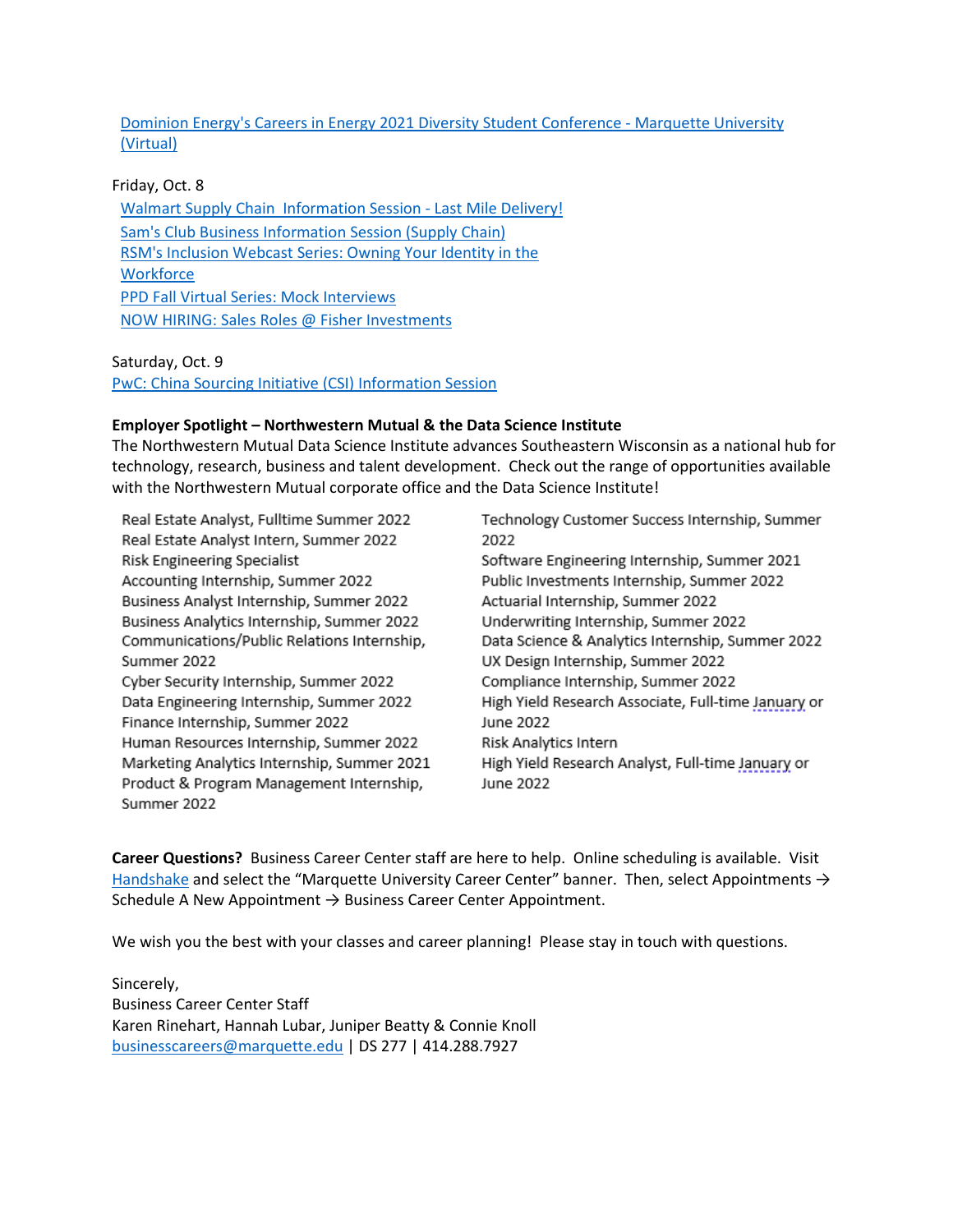Dominion Energy's Careers in Energy 2021 Diversity Student Conference - Marquette University (Virtual)

Friday, Oct. 8

Walmart Supply Chain Information Session - Last Mile Delivery!
Sam's Club Business Information Session (Supply Chain)
RSM's Inclusion Webcast Series: Owning Your Identity in the Workforce
PPD Fall Virtual Series: Mock Interviews
NOW HIRING: Sales Roles @ Fisher Investments

Saturday, Oct. 9

PwC: China Sourcing Initiative (CSI) Information Session

**Employer Spotlight – Northwestern Mutual & the Data Science Institute**
The Northwestern Mutual Data Science Institute advances Southeastern Wisconsin as a national hub for technology, research, business and talent development. Check out the range of opportunities available with the Northwestern Mutual corporate office and the Data Science Institute!

Real Estate Analyst, Fulltime Summer 2022
Real Estate Analyst Intern, Summer 2022
Risk Engineering Specialist
Accounting Internship, Summer 2022
Business Analyst Internship, Summer 2022
Business Analytics Internship, Summer 2022
Communications/Public Relations Internship, Summer 2022
Cyber Security Internship, Summer 2022
Data Engineering Internship, Summer 2022
Finance Internship, Summer 2022
Human Resources Internship, Summer 2022
Marketing Analytics Internship, Summer 2021
Product & Program Management Internship, Summer 2022
Technology Customer Success Internship, Summer 2022
Software Engineering Internship, Summer 2021
Public Investments Internship, Summer 2022
Actuarial Internship, Summer 2022
Underwriting Internship, Summer 2022
Data Science & Analytics Internship, Summer 2022
UX Design Internship, Summer 2022
Compliance Internship, Summer 2022
High Yield Research Associate, Full-time January or June 2022
Risk Analytics Intern
High Yield Research Analyst, Full-time January or June 2022

**Career Questions?** Business Career Center staff are here to help. Online scheduling is available. Visit Handshake and select the "Marquette University Career Center" banner. Then, select Appointments → Schedule A New Appointment → Business Career Center Appointment.

We wish you the best with your classes and career planning! Please stay in touch with questions.

Sincerely,
Business Career Center Staff
Karen Rinehart, Hannah Lubar, Juniper Beatty & Connie Knoll
businesscareers@marquette.edu | DS 277 | 414.288.7927